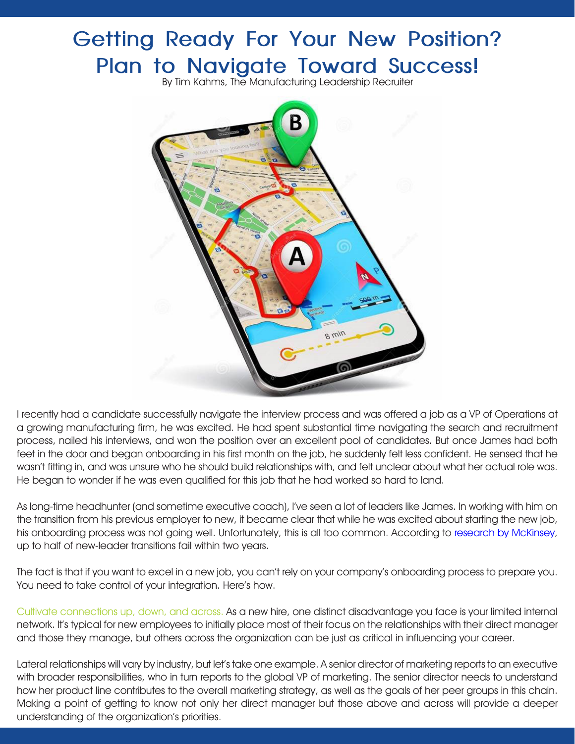# Getting Ready For Your New Position? Plan to Navigate Toward Success!

By Tim Kahms, The Manufacturing Leadership Recruiter

I recently had a candidate successfully navigate the interview process and was offered a job as a VP of Operations at a growing manufacturing firm, he was excited. He had spent substantial time navigating the search and recruitment process, nailed his interviews, and won the position over an excellent pool of candidates. But once James had both feet in the door and began onboarding in his first month on the job, he suddenly felt less confident. He sensed that he wasn't fitting in, and was unsure who he should build relationships with, and felt unclear about what her actual role was. He began to wonder if he was even qualified for this job that he had worked so hard to land.

As long-time headhunter (and sometime executive coach), I've seen a lot of leaders like James. In working with him on the transition from his previous employer to new, it became clear that while he was excited about starting the new job, his onboarding process was not going well. Unfortunately, this is all too common. According to research by McKinsey, up to half of new-leader transitions fail within two years.

The fact is that if you want to excel in a new job, you can't rely on your company's onboarding process to prepare you. You need to take control of your integration. Here's how.

Cultivate connections up, down, and across. As a new hire, one distinct disadvantage you face is your limited internal network. It's typical for new employees to initially place most of their focus on the relationships with their direct manager and those they manage, but others across the organization can be just as critical in influencing your career.

Lateral relationships will vary by industry, but let's take one example. A senior director of marketing reports to an executive with broader responsibilities, who in turn reports to the global VP of marketing. The senior director needs to understand how her product line contributes to the overall marketing strategy, as well as the goals of her peer groups in this chain. Making a point of getting to know not only her direct manager but those above and across will provide a deeper understanding of the organization's priorities.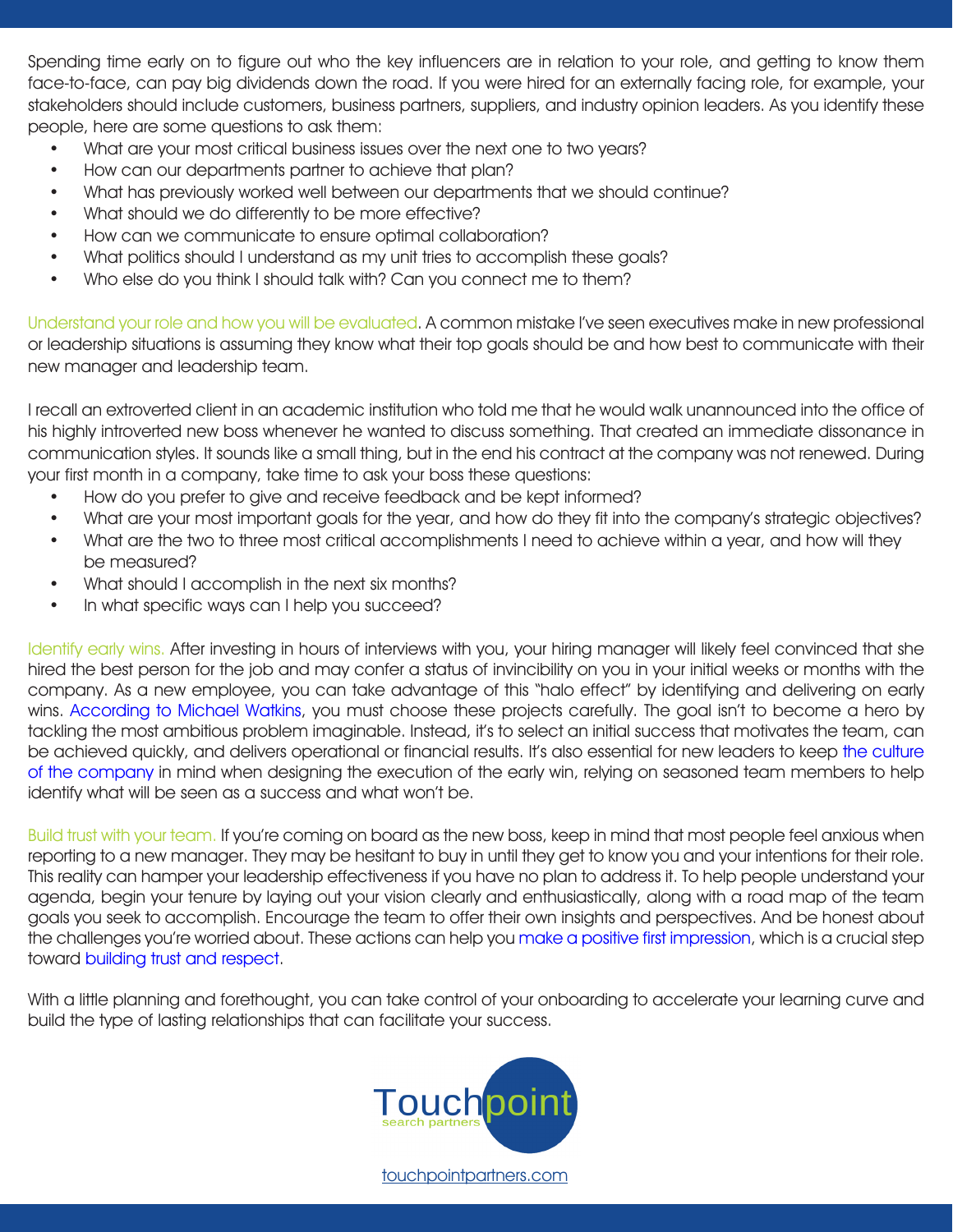Spending time early on to figure out who the key influencers are in relation to your role, and getting to know them face-to-face, can pay big dividends down the road. If you were hired for an externally facing role, for example, your stakeholders should include customers, business partners, suppliers, and industry opinion leaders. As you identify these people, here are some questions to ask them:

- What are your most critical business issues over the next one to two years?
- How can our departments partner to achieve that plan?
- What has previously worked well between our departments that we should continue?
- What should we do differently to be more effective?
- How can we communicate to ensure optimal collaboration?
- What politics should I understand as my unit tries to accomplish these goals?
- Who else do you think I should talk with? Can you connect me to them?

Understand your role and how you will be evaluated. A common mistake I've seen executives make in new professional or leadership situations is assuming they know what their top goals should be and how best to communicate with their new manager and leadership team.

I recall an extroverted client in an academic institution who told me that he would walk unannounced into the office of his highly introverted new boss whenever he wanted to discuss something. That created an immediate dissonance in communication styles. It sounds like a small thing, but in the end his contract at the company was not renewed. During your first month in a company, take time to ask your boss these questions:

- How do you prefer to give and receive feedback and be kept informed?
- What are your most important goals for the year, and how do they fit into the company's strategic objectives?
- What are the two to three most critical accomplishments I need to achieve within a year, and how will they be measured?
- What should I accomplish in the next six months?
- In what specific ways can I help you succeed?

Identify early wins. After investing in hours of interviews with you, your hiring manager will likely feel convinced that she hired the best person for the job and may confer a status of invincibility on you in your initial weeks or months with the company. As a new employee, you can take advantage of this "halo effect" by identifying and delivering on early wins. According to Michael Watkins, you must choose these projects carefully. The goal isn't to become a hero by tackling the most ambitious problem imaginable. Instead, it's to select an initial success that motivates the team, can be achieved quickly, and delivers operational or financial results. It's also essential for new leaders to keep the culture of the company in mind when designing the execution of the early win, relying on seasoned team members to help identify what will be seen as a success and what won't be.

Build trust with your team. If you're coming on board as the new boss, keep in mind that most people feel anxious when reporting to a new manager. They may be hesitant to buy in until they get to know you and your intentions for their role. This reality can hamper your leadership effectiveness if you have no plan to address it. To help people understand your agenda, begin your tenure by laying out your vision clearly and enthusiastically, along with a road map of the team goals you seek to accomplish. Encourage the team to offer their own insights and perspectives. And be honest about the challenges you're worried about. These actions can help you make a positive first impression, which is a crucial step toward building trust and respect.

With a little planning and forethought, you can take control of your onboarding to accelerate your learning curve and build the type of lasting relationships that can facilitate your success.

Touchpoint search partners

touchpointpartners.com